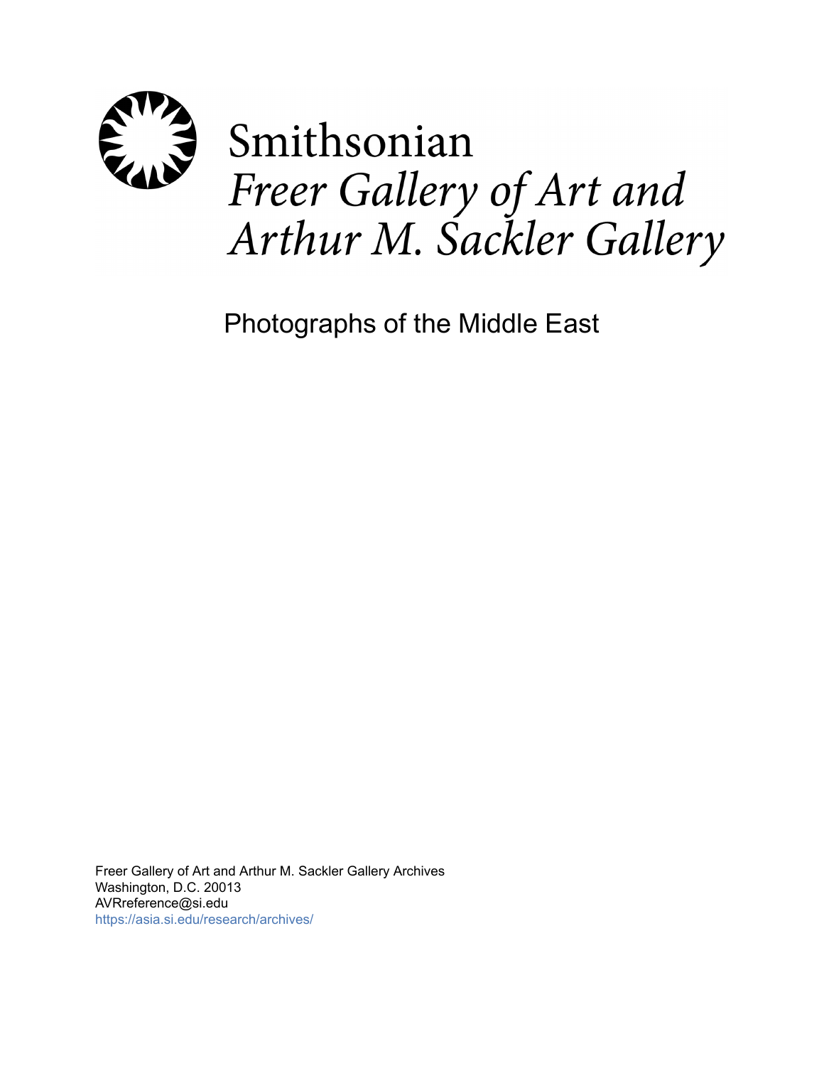Smithsonian

*Freer Gallery of Art and Arthur M. Sackler Gallery*

# Photographs of the Middle East

Freer Gallery of Art and Arthur M. Sackler Gallery Archives
Washington, D.C. 20013
AVRreference@si.edu
https://asia.si.edu/research/archives/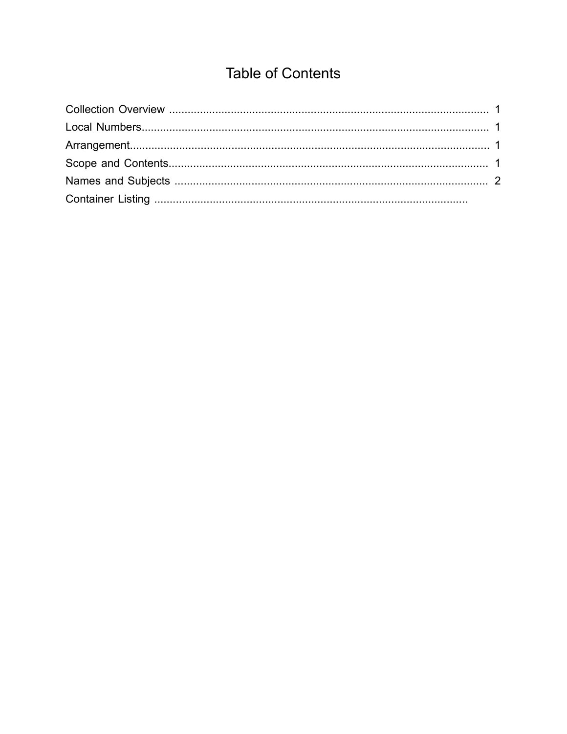# Table of Contents

Collection Overview ........................................................................................................ 1
Local Numbers................................................................................................................. 1
Arrangement..................................................................................................................... 1
Scope and Contents........................................................................................................ 1
Names and Subjects ....................................................................................................... 2
Container Listing ....................................................................................................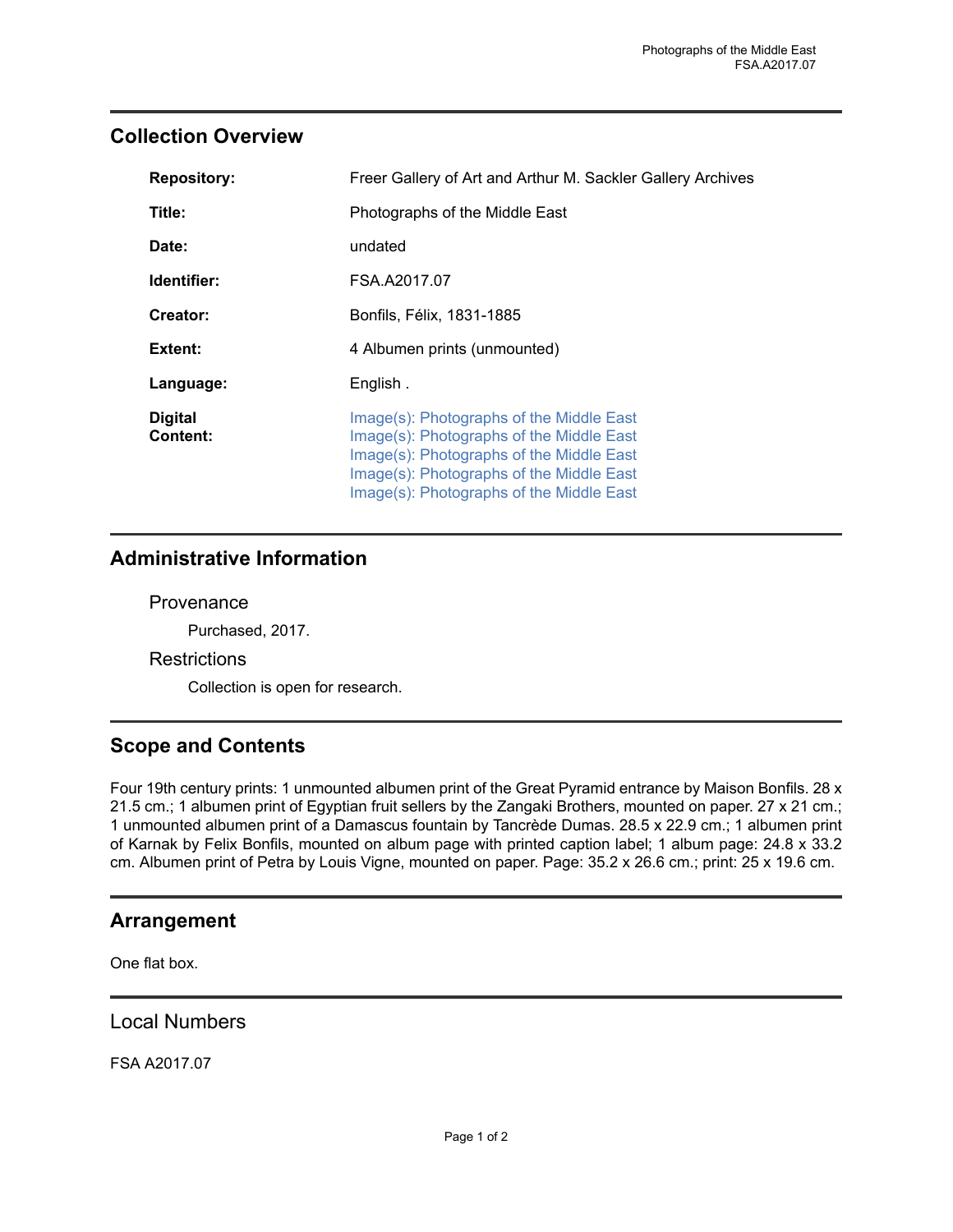## Collection Overview

| | |
|---|---|
| **Repository:** | Freer Gallery of Art and Arthur M. Sackler Gallery Archives |
| **Title:** | Photographs of the Middle East |
| **Date:** | undated |
| **Identifier:** | FSA.A2017.07 |
| **Creator:** | Bonfils, Félix, 1831-1885 |
| **Extent:** | 4 Albumen prints (unmounted) |
| **Language:** | English . |
| **Digital Content:** | Image(s): Photographs of the Middle East<br>Image(s): Photographs of the Middle East<br>Image(s): Photographs of the Middle East<br>Image(s): Photographs of the Middle East<br>Image(s): Photographs of the Middle East |

## Administrative Information

### Provenance

Purchased, 2017.

### Restrictions

Collection is open for research.

## Scope and Contents

Four 19th century prints: 1 unmounted albumen print of the Great Pyramid entrance by Maison Bonfils. 28 x 21.5 cm.; 1 albumen print of Egyptian fruit sellers by the Zangaki Brothers, mounted on paper. 27 x 21 cm.; 1 unmounted albumen print of a Damascus fountain by Tancrède Dumas. 28.5 x 22.9 cm.; 1 albumen print of Karnak by Felix Bonfils, mounted on album page with printed caption label; 1 album page: 24.8 x 33.2 cm. Albumen print of Petra by Louis Vigne, mounted on paper. Page: 35.2 x 26.6 cm.; print: 25 x 19.6 cm.

## Arrangement

One flat box.

## Local Numbers

FSA A2017.07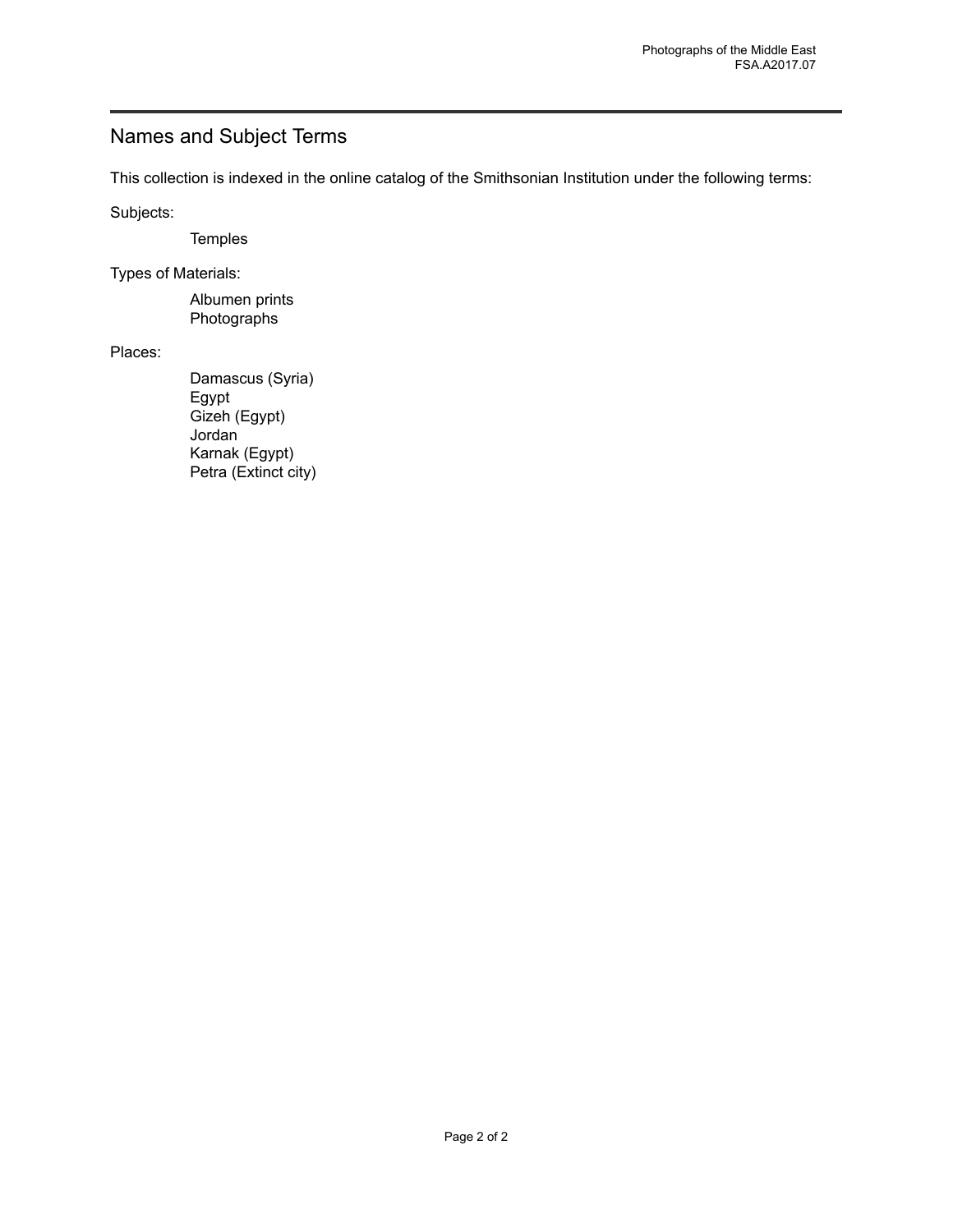## Names and Subject Terms

This collection is indexed in the online catalog of the Smithsonian Institution under the following terms:

Subjects:

- Temples

Types of Materials:

- Albumen prints
- Photographs

Places:

- Damascus (Syria)
- Egypt
- Gizeh (Egypt)
- Jordan
- Karnak (Egypt)
- Petra (Extinct city)